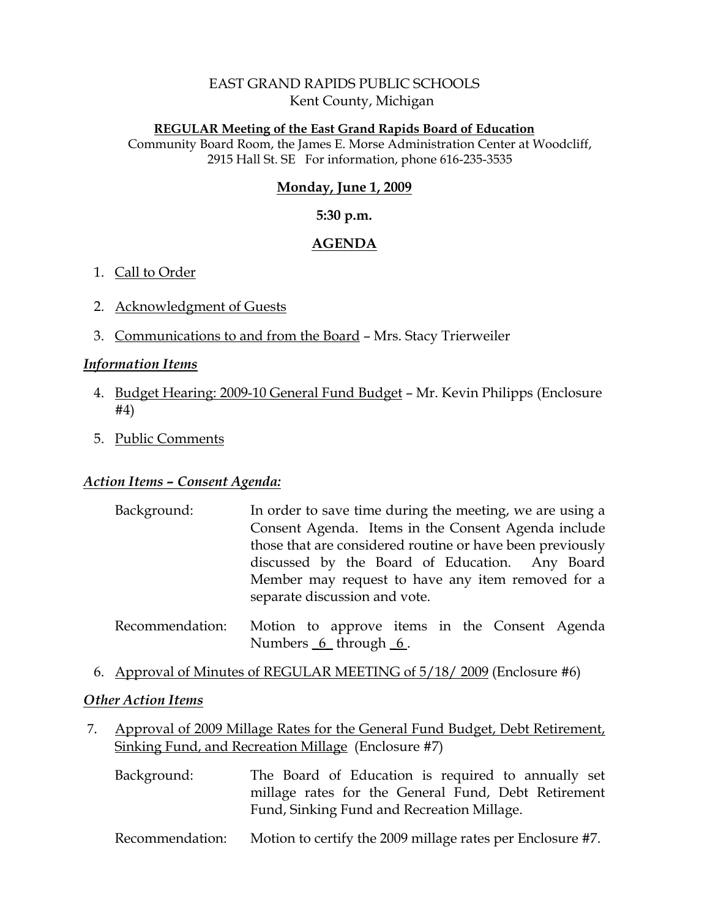EAST GRAND RAPIDS PUBLIC SCHOOLS
Kent County, Michigan

**REGULAR Meeting of the East Grand Rapids Board of Education**
Community Board Room, the James E. Morse Administration Center at Woodcliff, 2915 Hall St. SE For information, phone 616-235-3535

**Monday, June 1, 2009**

**5:30 p.m.**

**AGENDA**

1. Call to Order

2. Acknowledgment of Guests

3. Communications to and from the Board – Mrs. Stacy Trierweiler

***Information Items***

4. Budget Hearing: 2009-10 General Fund Budget – Mr. Kevin Philipps (Enclosure #4)

5. Public Comments

***Action Items – Consent Agenda:***

Background: In order to save time during the meeting, we are using a Consent Agenda. Items in the Consent Agenda include those that are considered routine or have been previously discussed by the Board of Education. Any Board Member may request to have any item removed for a separate discussion and vote.

Recommendation: Motion to approve items in the Consent Agenda Numbers 6 through 6.

6. Approval of Minutes of REGULAR MEETING of 5/18/ 2009 (Enclosure #6)

***Other Action Items***

7. Approval of 2009 Millage Rates for the General Fund Budget, Debt Retirement, Sinking Fund, and Recreation Millage (Enclosure #7)

Background: The Board of Education is required to annually set millage rates for the General Fund, Debt Retirement Fund, Sinking Fund and Recreation Millage.

Recommendation: Motion to certify the 2009 millage rates per Enclosure #7.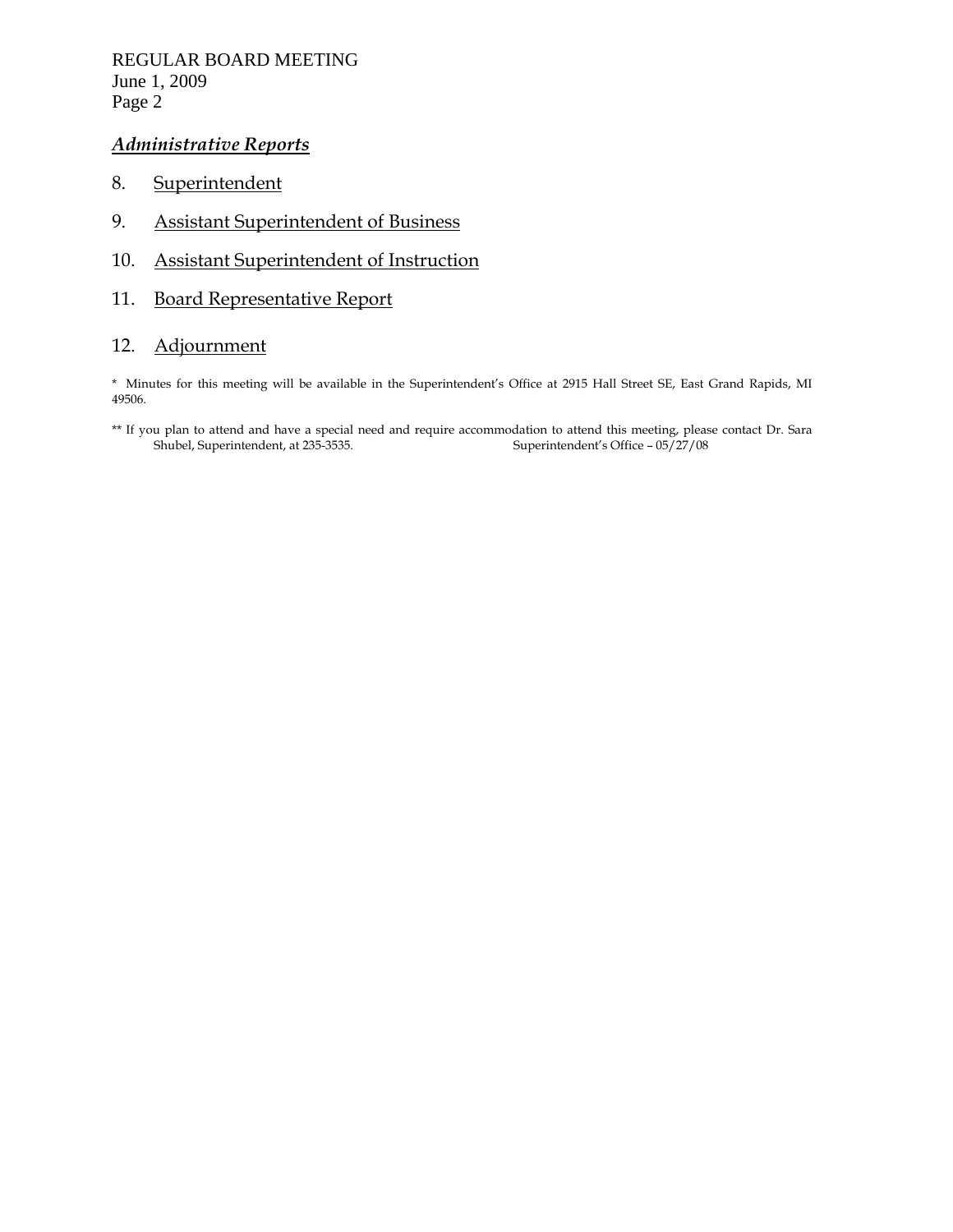## ***Administrative Reports***

8. Superintendent

9. Assistant Superintendent of Business

10. Assistant Superintendent of Instruction

11. Board Representative Report

12. Adjournment

\* Minutes for this meeting will be available in the Superintendent's Office at 2915 Hall Street SE, East Grand Rapids, MI 49506.

** If you plan to attend and have a special need and require accommodation to attend this meeting, please contact Dr. Sara Shubel, Superintendent, at 235-3535.

Superintendent's Office – 05/27/08